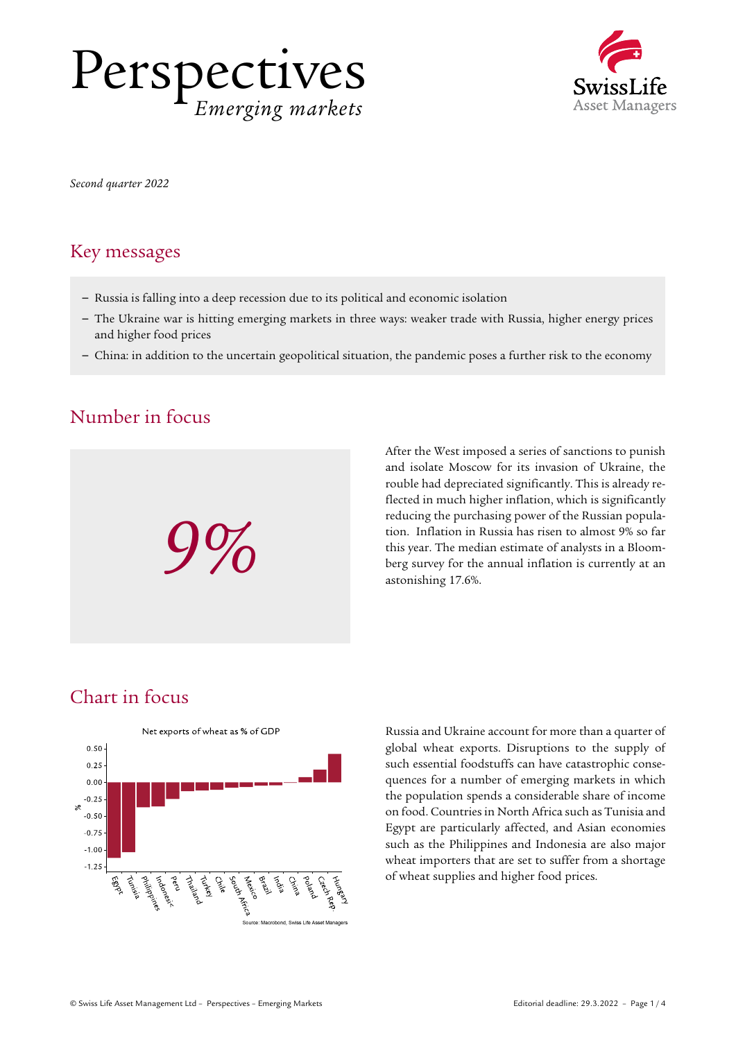# Perspectives

*Emerging markets*

*Second quarter 2022*

## Key messages

- Russia is falling into a deep recession due to its political and economic isolation
- The Ukraine war is hitting emerging markets in three ways: weaker trade with Russia, higher energy prices and higher food prices
- China: in addition to the uncertain geopolitical situation, the pandemic poses a further risk to the economy

## Number in focus

*9%*

After the West imposed a series of sanctions to punish and isolate Moscow for its invasion of Ukraine, the rouble had depreciated significantly. This is already reflected in much higher inflation, which is significantly reducing the purchasing power of the Russian population. Inflation in Russia has risen to almost 9% so far this year. The median estimate of analysts in a Bloomberg survey for the annual inflation is currently at an astonishing 17.6%.

## Chart in focus

Net exports of wheat as % of GDP

Source: Macrobond, Swiss Life Asset Managers

Russia and Ukraine account for more than a quarter of global wheat exports. Disruptions to the supply of such essential foodstuffs can have catastrophic consequences for a number of emerging markets in which the population spends a considerable share of income on food. Countries in North Africa such as Tunisia and Egypt are particularly affected, and Asian economies such as the Philippines and Indonesia are also major wheat importers that are set to suffer from a shortage of wheat supplies and higher food prices.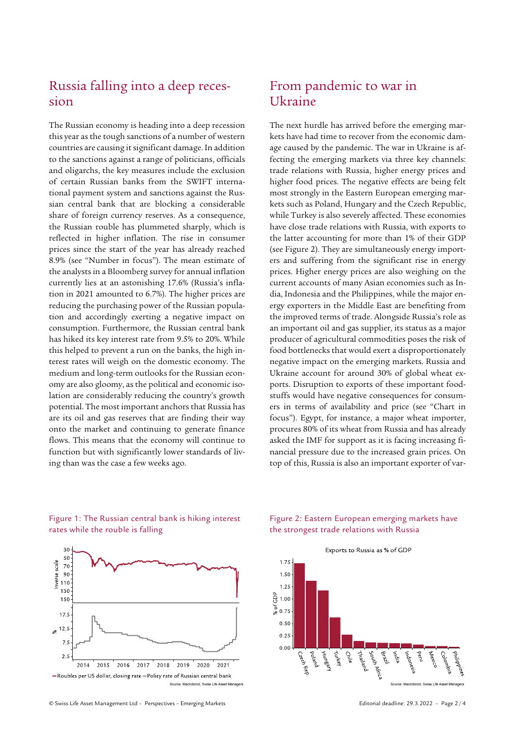## Russia falling into a deep recession

The Russian economy is heading into a deep recession this year as the tough sanctions of a number of western countries are causing it significant damage. In addition to the sanctions against a range of politicians, officials and oligarchs, the key measures include the exclusion of certain Russian banks from the SWIFT international payment system and sanctions against the Russian central bank that are blocking a considerable share of foreign currency reserves. As a consequence, the Russian rouble has plummeted sharply, which is reflected in higher inflation. The rise in consumer prices since the start of the year has already reached 8.9% (see "Number in focus"). The mean estimate of the analysts in a Bloomberg survey for annual inflation currently lies at an astonishing 17.6% (Russia's inflation in 2021 amounted to 6.7%). The higher prices are reducing the purchasing power of the Russian population and accordingly exerting a negative impact on consumption. Furthermore, the Russian central bank has hiked its key interest rate from 9.5% to 20%. While this helped to prevent a run on the banks, the high interest rates will weigh on the domestic economy. The medium and long-term outlooks for the Russian economy are also gloomy, as the political and economic isolation are considerably reducing the country's growth potential. The most important anchors that Russia has are its oil and gas reserves that are finding their way onto the market and continuing to generate finance flows. This means that the economy will continue to function but with significantly lower standards of living than was the case a few weeks ago.

Figure 1: The Russian central bank is hiking interest rates while the rouble is falling

— Roubles per US dollar, closing rate — Policy rate of Russian central bank

Source: Macrobond, Swiss Life Asset Managers

## From pandemic to war in Ukraine

The next hurdle has arrived before the emerging markets have had time to recover from the economic damage caused by the pandemic. The war in Ukraine is affecting the emerging markets via three key channels: trade relations with Russia, higher energy prices and higher food prices. The negative effects are being felt most strongly in the Eastern European emerging markets such as Poland, Hungary and the Czech Republic, while Turkey is also severely affected. These economies have close trade relations with Russia, with exports to the latter accounting for more than 1% of their GDP (see Figure 2). They are simultaneously energy importers and suffering from the significant rise in energy prices. Higher energy prices are also weighing on the current accounts of many Asian economies such as India, Indonesia and the Philippines, while the major energy exporters in the Middle East are benefiting from the improved terms of trade. Alongside Russia's role as an important oil and gas supplier, its status as a major producer of agricultural commodities poses the risk of food bottlenecks that would exert a disproportionately negative impact on the emerging markets. Russia and Ukraine account for around 30% of global wheat exports. Disruption to exports of these important foodstuffs would have negative consequences for consumers in terms of availability and price (see "Chart in focus"). Egypt, for instance, a major wheat importer, procures 80% of its wheat from Russia and has already asked the IMF for support as it is facing increasing financial pressure due to the increased grain prices. On top of this, Russia is also an important exporter of var-

Figure 2: Eastern European emerging markets have the strongest trade relations with Russia

Source: Macrobond, Swiss Life Asset Managers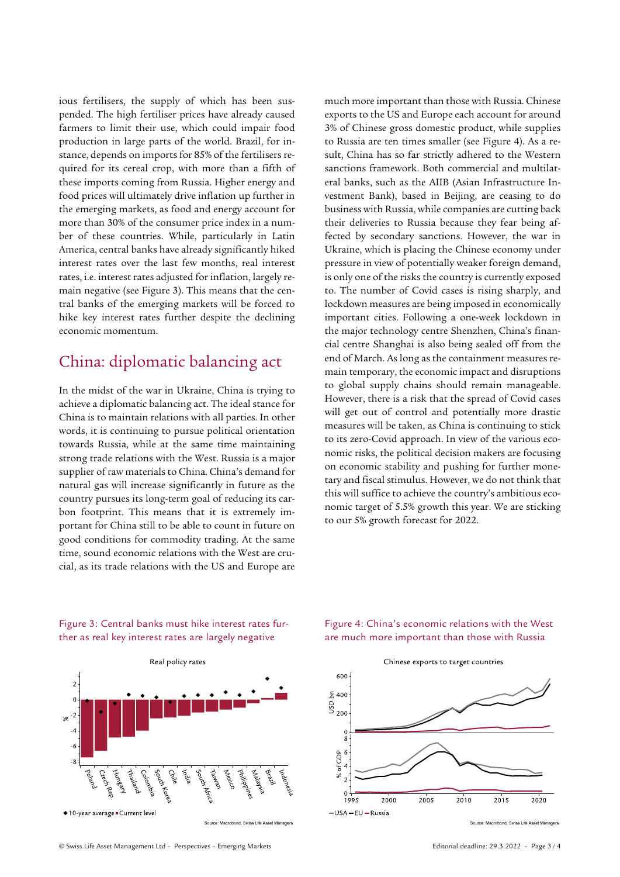ious fertilisers, the supply of which has been suspended. The high fertiliser prices have already caused farmers to limit their use, which could impair food production in large parts of the world. Brazil, for instance, depends on imports for 85% of the fertilisers required for its cereal crop, with more than a fifth of these imports coming from Russia. Higher energy and food prices will ultimately drive inflation up further in the emerging markets, as food and energy account for more than 30% of the consumer price index in a number of these countries. While, particularly in Latin America, central banks have already significantly hiked interest rates over the last few months, real interest rates, i.e. interest rates adjusted for inflation, largely remain negative (see Figure 3). This means that the central banks of the emerging markets will be forced to hike key interest rates further despite the declining economic momentum.

## China: diplomatic balancing act

In the midst of the war in Ukraine, China is trying to achieve a diplomatic balancing act. The ideal stance for China is to maintain relations with all parties. In other words, it is continuing to pursue political orientation towards Russia, while at the same time maintaining strong trade relations with the West. Russia is a major supplier of raw materials to China. China's demand for natural gas will increase significantly in future as the country pursues its long-term goal of reducing its carbon footprint. This means that it is extremely important for China still to be able to count in future on good conditions for commodity trading. At the same time, sound economic relations with the West are crucial, as its trade relations with the US and Europe are much more important than those with Russia. Chinese exports to the US and Europe each account for around 3% of Chinese gross domestic product, while supplies to Russia are ten times smaller (see Figure 4). As a result, China has so far strictly adhered to the Western sanctions framework. Both commercial and multilateral banks, such as the AIIB (Asian Infrastructure Investment Bank), based in Beijing, are ceasing to do business with Russia, while companies are cutting back their deliveries to Russia because they fear being affected by secondary sanctions. However, the war in Ukraine, which is placing the Chinese economy under pressure in view of potentially weaker foreign demand, is only one of the risks the country is currently exposed to. The number of Covid cases is rising sharply, and lockdown measures are being imposed in economically important cities. Following a one-week lockdown in the major technology centre Shenzhen, China's financial centre Shanghai is also being sealed off from the end of March. As long as the containment measures remain temporary, the economic impact and disruptions to global supply chains should remain manageable. However, there is a risk that the spread of Covid cases will get out of control and potentially more drastic measures will be taken, as China is continuing to stick to its zero-Covid approach. In view of the various economic risks, the political decision makers are focusing on economic stability and pushing for further monetary and fiscal stimulus. However, we do not think that this will suffice to achieve the country's ambitious economic target of 5.5% growth this year. We are sticking to our 5% growth forecast for 2022.

Figure 3: Central banks must hike interest rates further as real key interest rates are largely negative

Figure 4: China's economic relations with the West are much more important than those with Russia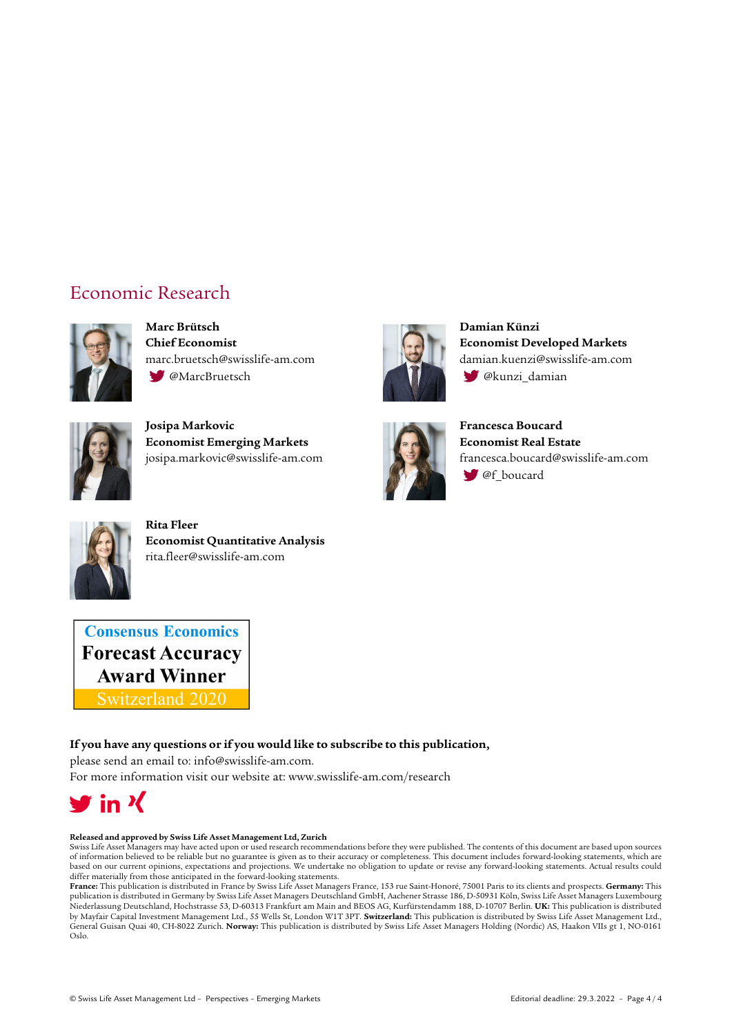## Economic Research

**Marc Brütsch**
**Chief Economist**
marc.bruetsch@swisslife-am.com
@MarcBruetsch

**Damian Künzi**
**Economist Developed Markets**
damian.kuenzi@swisslife-am.com
@kunzi_damian

**Josipa Markovic**
**Economist Emerging Markets**
josipa.markovic@swisslife-am.com

**Francesca Boucard**
**Economist Real Estate**
francesca.boucard@swisslife-am.com
@f_boucard

**Rita Fleer**
**Economist Quantitative Analysis**
rita.fleer@swisslife-am.com

Consensus Economics
Forecast Accuracy
Award Winner
Switzerland 2020

**If you have any questions or if you would like to subscribe to this publication,**
please send an email to: info@swisslife-am.com.
For more information visit our website at: www.swisslife-am.com/research

**Released and approved by Swiss Life Asset Management Ltd, Zurich**
Swiss Life Asset Managers may have acted upon or used research recommendations before they were published. The contents of this document are based upon sources of information believed to be reliable but no guarantee is given as to their accuracy or completeness. This document includes forward-looking statements, which are based on our current opinions, expectations and projections. We undertake no obligation to update or revise any forward-looking statements. Actual results could differ materially from those anticipated in the forward-looking statements.
**France:** This publication is distributed in France by Swiss Life Asset Managers France, 153 rue Saint-Honoré, 75001 Paris to its clients and prospects. **Germany:** This publication is distributed in Germany by Swiss Life Asset Managers Deutschland GmbH, Aachener Strasse 186, D-50931 Köln, Swiss Life Asset Managers Luxembourg Niederlassung Deutschland, Hochstrasse 53, D-60313 Frankfurt am Main and BEOS AG, Kurfürstendamm 188, D-10707 Berlin. **UK:** This publication is distributed by Mayfair Capital Investment Management Ltd., 55 Wells St, London W1T 3PT. **Switzerland:** This publication is distributed by Swiss Life Asset Management Ltd., General Guisan Quai 40, CH-8022 Zurich. **Norway:** This publication is distributed by Swiss Life Asset Managers Holding (Nordic) AS, Haakon VIIs gt 1, NO-0161 Oslo.

© Swiss Life Asset Management Ltd – Perspectives – Emerging Markets Editorial deadline: 29.3.2022